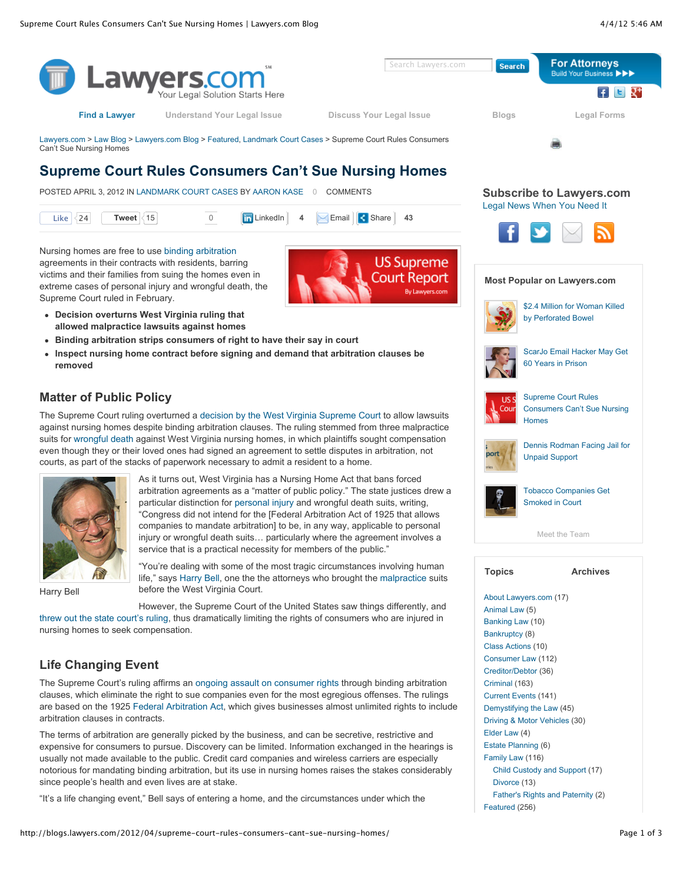Lawyers.com > Law Blog > Lawyers.com Blog > Featured, Landmark Court Cases > Supreme Court Rules Consumers Can't Sue Nursing Homes

# Supreme Court Rules Consumers Can't Sue Nursing Homes

POSTED APRIL 3, 2012 IN LANDMARK COURT CASES BY AARON KASE 0 COMMENTS

Nursing homes are free to use binding arbitration agreements in their contracts with residents, barring victims and their families from suing the homes even in extreme cases of personal injury and wrongful death, the Supreme Court ruled in February.

- **Decision overturns West Virginia ruling that allowed malpractice lawsuits against homes**
- **Binding arbitration strips consumers of right to have their say in court**
- **Inspect nursing home contract before signing and demand that arbitration clauses be removed**

## Matter of Public Policy

The Supreme Court ruling overturned a decision by the West Virginia Supreme Court to allow lawsuits against nursing homes despite binding arbitration clauses. The ruling stemmed from three malpractice suits for wrongful death against West Virginia nursing homes, in which plaintiffs sought compensation even though they or their loved ones had signed an agreement to settle disputes in arbitration, not courts, as part of the stacks of paperwork necessary to admit a resident to a home.

Harry Bell

As it turns out, West Virginia has a Nursing Home Act that bans forced arbitration agreements as a "matter of public policy." The state justices drew a particular distinction for personal injury and wrongful death suits, writing, "Congress did not intend for the [Federal Arbitration Act of 1925 that allows companies to mandate arbitration] to be, in any way, applicable to personal injury or wrongful death suits… particularly where the agreement involves a service that is a practical necessity for members of the public."

"You're dealing with some of the most tragic circumstances involving human life," says Harry Bell, one the the attorneys who brought the malpractice suits before the West Virginia Court.

However, the Supreme Court of the United States saw things differently, and threw out the state court's ruling, thus dramatically limiting the rights of consumers who are injured in nursing homes to seek compensation.

## Life Changing Event

The Supreme Court's ruling affirms an ongoing assault on consumer rights through binding arbitration clauses, which eliminate the right to sue companies even for the most egregious offenses. The rulings are based on the 1925 Federal Arbitration Act, which gives businesses almost unlimited rights to include arbitration clauses in contracts.

The terms of arbitration are generally picked by the business, and can be secretive, restrictive and expensive for consumers to pursue. Discovery can be limited. Information exchanged in the hearings is usually not made available to the public. Credit card companies and wireless carriers are especially notorious for mandating binding arbitration, but its use in nursing homes raises the stakes considerably since people's health and even lives are at stake.

"It's a life changing event," Bell says of entering a home, and the circumstances under which the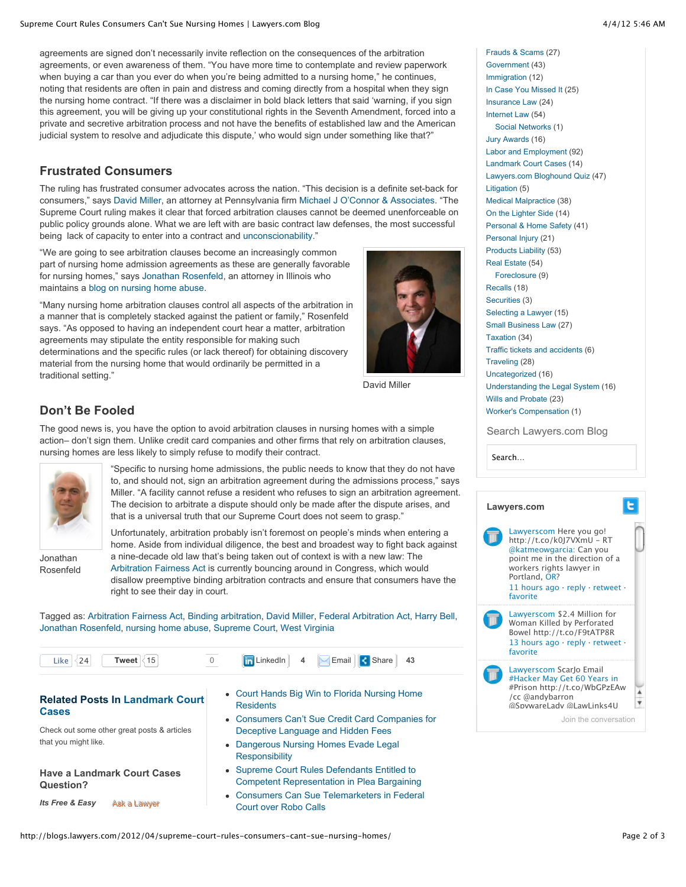agreements are signed don't necessarily invite reflection on the consequences of the arbitration agreements, or even awareness of them. "You have more time to contemplate and review paperwork when buying a car than you ever do when you're being admitted to a nursing home," he continues, noting that residents are often in pain and distress and coming directly from a hospital when they sign the nursing home contract. "If there was a disclaimer in bold black letters that said 'warning, if you sign this agreement, you will be giving up your constitutional rights in the Seventh Amendment, forced into a private and secretive arbitration process and not have the benefits of established law and the American judicial system to resolve and adjudicate this dispute,' who would sign under something like that?"

## Frustrated Consumers

The ruling has frustrated consumer advocates across the nation. "This decision is a definite set-back for consumers," says David Miller, an attorney at Pennsylvania firm Michael J O'Connor & Associates. "The Supreme Court ruling makes it clear that forced arbitration clauses cannot be deemed unenforceable on public policy grounds alone. What we are left with are basic contract law defenses, the most successful being lack of capacity to enter into a contract and unconscionability."

"We are going to see arbitration clauses become an increasingly common part of nursing home admission agreements as these are generally favorable for nursing homes," says Jonathan Rosenfeld, an attorney in Illinois who maintains a blog on nursing home abuse.

"Many nursing home arbitration clauses control all aspects of the arbitration in a manner that is completely stacked against the patient or family," Rosenfeld says. "As opposed to having an independent court hear a matter, arbitration agreements may stipulate the entity responsible for making such determinations and the specific rules (or lack thereof) for obtaining discovery material from the nursing home that would ordinarily be permitted in a traditional setting."

David Miller

## Don't Be Fooled

The good news is, you have the option to avoid arbitration clauses in nursing homes with a simple action– don't sign them. Unlike credit card companies and other firms that rely on arbitration clauses, nursing homes are less likely to simply refuse to modify their contract.

"Specific to nursing home admissions, the public needs to know that they do not have to, and should not, sign an arbitration agreement during the admissions process," says Miller. "A facility cannot refuse a resident who refuses to sign an arbitration agreement. The decision to arbitrate a dispute should only be made after the dispute arises, and that is a universal truth that our Supreme Court does not seem to grasp."

Jonathan Rosenfeld

Unfortunately, arbitration probably isn't foremost on people's minds when entering a home. Aside from individual diligence, the best and broadest way to fight back against a nine-decade old law that's being taken out of context is with a new law: The Arbitration Fairness Act is currently bouncing around in Congress, which would disallow preemptive binding arbitration contracts and ensure that consumers have the right to see their day in court.

Tagged as: Arbitration Fairness Act, Binding arbitration, David Miller, Federal Arbitration Act, Harry Bell, Jonathan Rosenfeld, nursing home abuse, Supreme Court, West Virginia

Like 24 | Tweet 15 | 0 | LinkedIn 4 | Email | Share 43

### Related Posts In Landmark Court Cases

Check out some other great posts & articles that you might like.

- Court Hands Big Win to Florida Nursing Home Residents
- Consumers Can't Sue Credit Card Companies for Deceptive Language and Hidden Fees
- Dangerous Nursing Homes Evade Legal Responsibility
- Supreme Court Rules Defendants Entitled to Competent Representation in Plea Bargaining
- Consumers Can Sue Telemarketers in Federal Court over Robo Calls

### Have a Landmark Court Cases Question?

*Its Free & Easy* Ask a Lawyer

- Frauds & Scams (27)
- Government (43)
- Immigration (12)
- In Case You Missed It (25)
- Insurance Law (24)
- Internet Law (54)
  - Social Networks (1)
- Jury Awards (16)
- Labor and Employment (92)
- Landmark Court Cases (14)
- Lawyers.com Bloghound Quiz (47)
- Litigation (5)
- Medical Malpractice (38)
- On the Lighter Side (14)
- Personal & Home Safety (41)
- Personal Injury (21)
- Products Liability (53)
- Real Estate (54)
  - Foreclosure (9)
- Recalls (18)
- Securities (3)
- Selecting a Lawyer (15)
- Small Business Law (27)
- Taxation (34)
- Traffic tickets and accidents (6)
- Traveling (28)
- Uncategorized (16)
- Understanding the Legal System (16)
- Wills and Probate (23)
- Worker's Compensation (1)

Search Lawyers.com Blog

Search...

**Lawyers.com**

Lawyerscom Here you go! http://t.co/k0J7VXmU – RT @katmeowgarcia: Can you point me in the direction of a workers rights lawyer in Portland, OR?
11 hours ago · reply · retweet · favorite

Lawyerscom $2.4 Million for Woman Killed by Perforated Bowel http://t.co/F9tATP8R
13 hours ago · reply · retweet · favorite

Lawyerscom ScarJo Email #Hacker May Get 60 Years in #Prison http://t.co/WbGPzEAw /cc @andybarron @SpywareLady @LawLinks4U

Join the conversation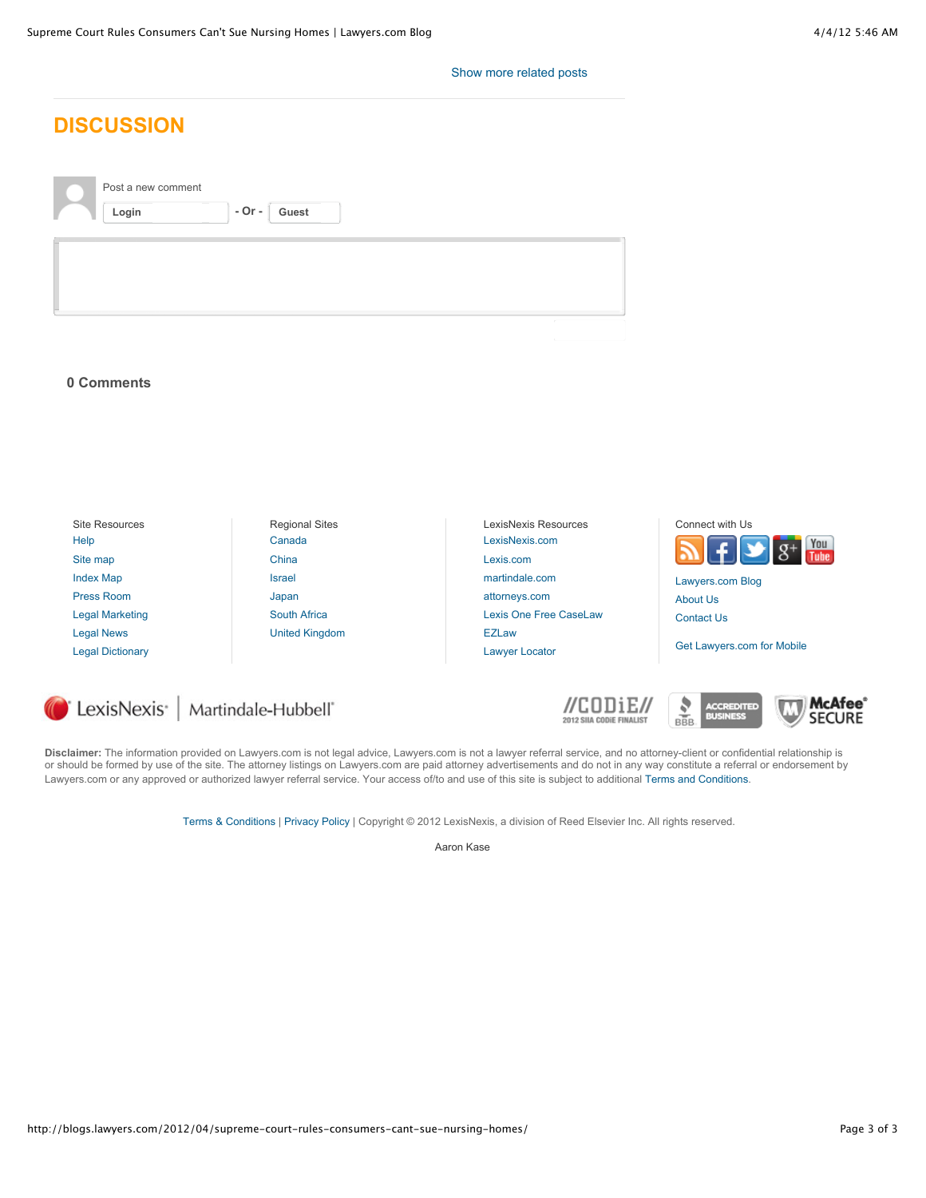Show more related posts

## DISCUSSION

Post a new comment

Login - Or - Guest

0 Comments

Site Resources
- Help
- Site map
- Index Map
- Press Room
- Legal Marketing
- Legal News
- Legal Dictionary

Regional Sites
- Canada
- China
- Israel
- Japan
- South Africa
- United Kingdom

LexisNexis Resources
- LexisNexis.com
- Lexis.com
- martindale.com
- attorneys.com
- Lexis One Free CaseLaw
- EZLaw
- Lawyer Locator

Connect with Us
- Lawyers.com Blog
- About Us
- Contact Us

Get Lawyers.com for Mobile

LexisNexis | Martindale-Hubbell

**Disclaimer:** The information provided on Lawyers.com is not legal advice, Lawyers.com is not a lawyer referral service, and no attorney-client or confidential relationship is or should be formed by use of the site. The attorney listings on Lawyers.com are paid attorney advertisements and do not in any way constitute a referral or endorsement by Lawyers.com or any approved or authorized lawyer referral service. Your access of/to and use of this site is subject to additional Terms and Conditions.

Terms & Conditions | Privacy Policy | Copyright © 2012 LexisNexis, a division of Reed Elsevier Inc. All rights reserved.

Aaron Kase